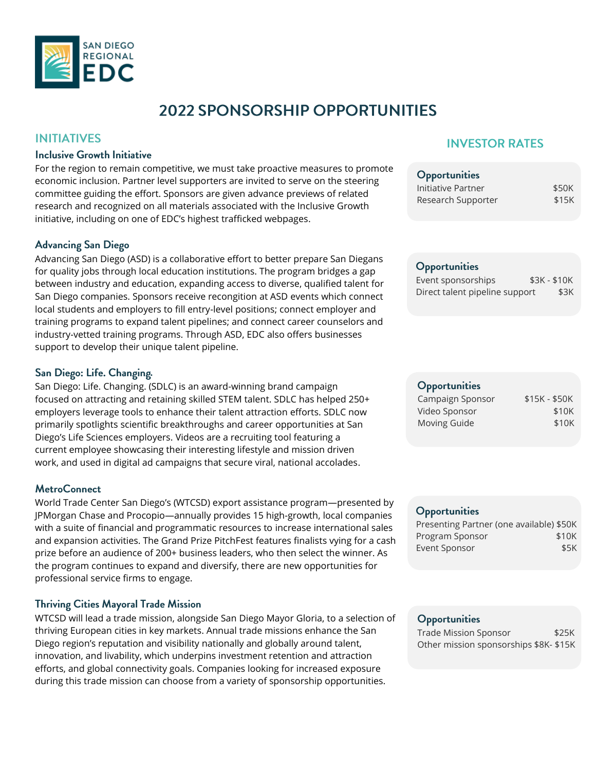SAN DIEGO REGIONAL EDC

# 2022 SPONSORSHIP OPPORTUNITIES

## INITIATIVES

## INVESTOR RATES

### Inclusive Growth Initiative

For the region to remain competitive, we must take proactive measures to promote economic inclusion. Partner level supporters are invited to serve on the steering committee guiding the effort. Sponsors are given advance previews of related research and recognized on all materials associated with the Inclusive Growth initiative, including on one of EDC's highest trafficked webpages.

| Opportunities | |
|---|---|
| Initiative Partner | $50K |
| Research Supporter | $15K |

### Advancing San Diego

Advancing San Diego (ASD) is a collaborative effort to better prepare San Diegans for quality jobs through local education institutions. The program bridges a gap between industry and education, expanding access to diverse, qualified talent for San Diego companies. Sponsors receive recognition at ASD events which connect local students and employers to fill entry-level positions; connect employer and training programs to expand talent pipelines; and connect career counselors and industry-vetted training programs. Through ASD, EDC also offers businesses support to develop their unique talent pipeline.

| Opportunities | |
|---|---|
| Event sponsorships | $3K - $10K |
| Direct talent pipeline support | $3K |

### San Diego: Life. Changing.

San Diego: Life. Changing. (SDLC) is an award-winning brand campaign focused on attracting and retaining skilled STEM talent. SDLC has helped 250+ employers leverage tools to enhance their talent attraction efforts. SDLC now primarily spotlights scientific breakthroughs and career opportunities at San Diego's Life Sciences employers. Videos are a recruiting tool featuring a current employee showcasing their interesting lifestyle and mission driven work, and used in digital ad campaigns that secure viral, national accolades.

| Opportunities | |
|---|---|
| Campaign Sponsor | $15K - $50K |
| Video Sponsor | $10K |
| Moving Guide | $10K |

### MetroConnect

World Trade Center San Diego's (WTCSD) export assistance program—presented by JPMorgan Chase and Procopio—annually provides 15 high-growth, local companies with a suite of financial and programmatic resources to increase international sales and expansion activities. The Grand Prize PitchFest features finalists vying for a cash prize before an audience of 200+ business leaders, who then select the winner. As the program continues to expand and diversify, there are new opportunities for professional service firms to engage.

| Opportunities | |
|---|---|
| Presenting Partner (one available) | $50K |
| Program Sponsor | $10K |
| Event Sponsor | $5K |

### Thriving Cities Mayoral Trade Mission

WTCSD will lead a trade mission, alongside San Diego Mayor Gloria, to a selection of thriving European cities in key markets. Annual trade missions enhance the San Diego region's reputation and visibility nationally and globally around talent, innovation, and livability, which underpins investment retention and attraction efforts, and global connectivity goals. Companies looking for increased exposure during this trade mission can choose from a variety of sponsorship opportunities.

| Opportunities | |
|---|---|
| Trade Mission Sponsor | $25K |
| Other mission sponsorships | $8K- $15K |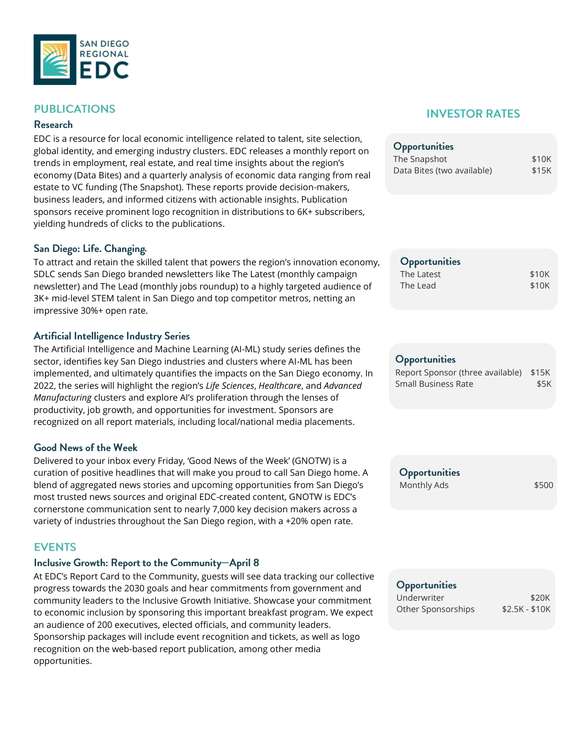# PUBLICATIONS

## Research

EDC is a resource for local economic intelligence related to talent, site selection, global identity, and emerging industry clusters. EDC releases a monthly report on trends in employment, real estate, and real time insights about the region's economy (Data Bites) and a quarterly analysis of economic data ranging from real estate to VC funding (The Snapshot). These reports provide decision-makers, business leaders, and informed citizens with actionable insights. Publication sponsors receive prominent logo recognition in distributions to 6K+ subscribers, yielding hundreds of clicks to the publications.

**INVESTOR RATES**

| Opportunities | |
|---|---|
| The Snapshot | $10K |
| Data Bites (two available) | $15K |

## San Diego: Life. Changing.

To attract and retain the skilled talent that powers the region's innovation economy, SDLC sends San Diego branded newsletters like The Latest (monthly campaign newsletter) and The Lead (monthly jobs roundup) to a highly targeted audience of 3K+ mid-level STEM talent in San Diego and top competitor metros, netting an impressive 30%+ open rate.

| Opportunities | |
|---|---|
| The Latest | $10K |
| The Lead | $10K |

## Artificial Intelligence Industry Series

The Artificial Intelligence and Machine Learning (AI-ML) study series defines the sector, identifies key San Diego industries and clusters where AI-ML has been implemented, and ultimately quantifies the impacts on the San Diego economy. In 2022, the series will highlight the region's *Life Sciences*, *Healthcare*, and *Advanced Manufacturing* clusters and explore AI's proliferation through the lenses of productivity, job growth, and opportunities for investment. Sponsors are recognized on all report materials, including local/national media placements.

| Opportunities | |
|---|---|
| Report Sponsor (three available) | $15K |
| Small Business Rate | $5K |

## Good News of the Week

Delivered to your inbox every Friday, 'Good News of the Week' (GNOTW) is a curation of positive headlines that will make you proud to call San Diego home. A blend of aggregated news stories and upcoming opportunities from San Diego's most trusted news sources and original EDC-created content, GNOTW is EDC's cornerstone communication sent to nearly 7,000 key decision makers across a variety of industries throughout the San Diego region, with a +20% open rate.

| Opportunities | |
|---|---|
| Monthly Ads | $500 |

# EVENTS

## Inclusive Growth: Report to the Community—April 8

At EDC's Report Card to the Community, guests will see data tracking our collective progress towards the 2030 goals and hear commitments from government and community leaders to the Inclusive Growth Initiative. Showcase your commitment to economic inclusion by sponsoring this important breakfast program. We expect an audience of 200 executives, elected officials, and community leaders. Sponsorship packages will include event recognition and tickets, as well as logo recognition on the web-based report publication, among other media opportunities.

| Opportunities | |
|---|---|
| Underwriter | $20K |
| Other Sponsorships | $2.5K - $10K |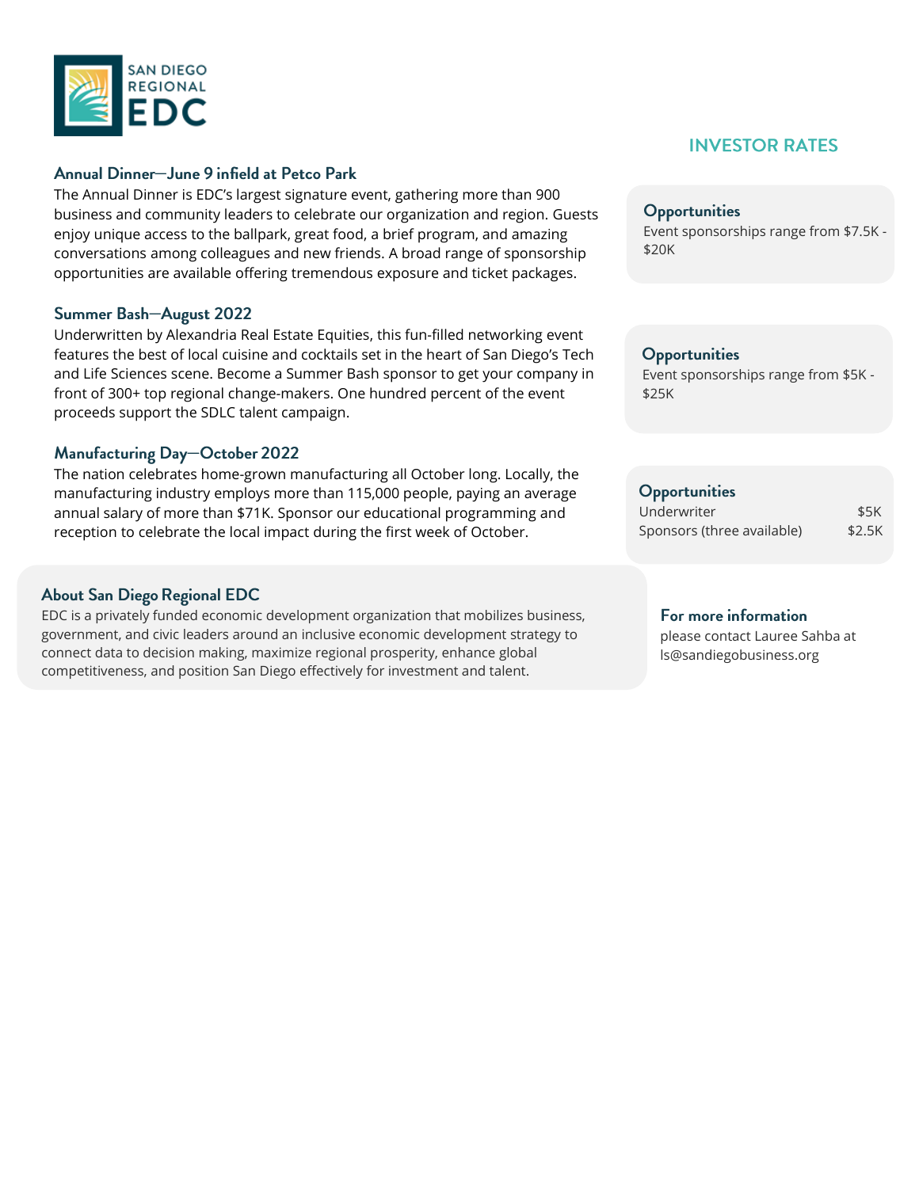## INVESTOR RATES

### Annual Dinner—June 9 infield at Petco Park

The Annual Dinner is EDC's largest signature event, gathering more than 900 business and community leaders to celebrate our organization and region. Guests enjoy unique access to the ballpark, great food, a brief program, and amazing conversations among colleagues and new friends. A broad range of sponsorship opportunities are available offering tremendous exposure and ticket packages.

**Opportunities**

Event sponsorships range from $7.5K - $20K

### Summer Bash—August 2022

Underwritten by Alexandria Real Estate Equities, this fun-filled networking event features the best of local cuisine and cocktails set in the heart of San Diego's Tech and Life Sciences scene. Become a Summer Bash sponsor to get your company in front of 300+ top regional change-makers. One hundred percent of the event proceeds support the SDLC talent campaign.

**Opportunities**

Event sponsorships range from $5K - $25K

### Manufacturing Day—October 2022

The nation celebrates home-grown manufacturing all October long. Locally, the manufacturing industry employs more than 115,000 people, paying an average annual salary of more than $71K. Sponsor our educational programming and reception to celebrate the local impact during the first week of October.

**Opportunities**

| | |
|---|---|
| Underwriter | $5K |
| Sponsors (three available) | $2.5K |

### About San Diego Regional EDC

EDC is a privately funded economic development organization that mobilizes business, government, and civic leaders around an inclusive economic development strategy to connect data to decision making, maximize regional prosperity, enhance global competitiveness, and position San Diego effectively for investment and talent.

### For more information

please contact Lauree Sahba at ls@sandiegobusiness.org